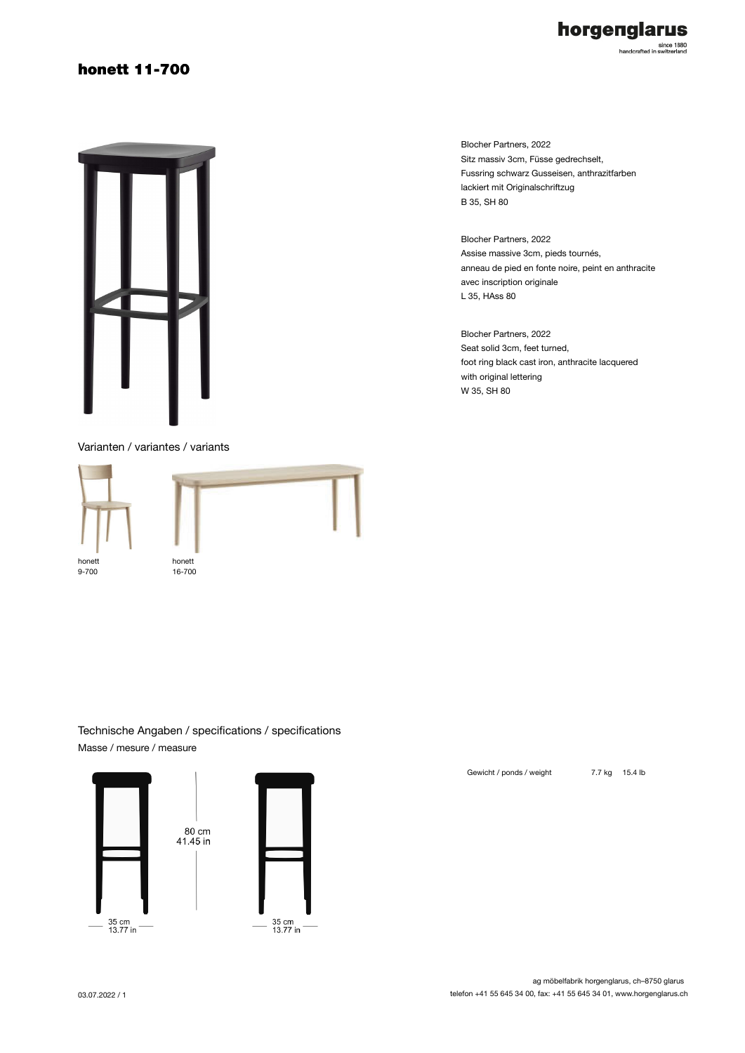# honett 11-700

Blocher Partners, 2022
Sitz massiv 3cm, Füsse gedrechselt,
Fussring schwarz Gusseisen, anthrazitfarben
lackiert mit Originalschriftzug
B 35, SH 80

Blocher Partners, 2022
Assise massive 3cm, pieds tournés,
anneau de pied en fonte noire, peint en anthracite
avec inscription originale
L 35, HAss 80

Blocher Partners, 2022
Seat solid 3cm, feet turned,
foot ring black cast iron, anthracite lacquered
with original lettering
W 35, SH 80

Varianten / variantes / variants

honett
9-700

honett
16-700

Technische Angaben / specifications / specifications

Masse / mesure / measure

80 cm
41.45 in

35 cm
13.77 in

35 cm
13.77 in

Gewicht / ponds / weight 7.7 kg 15.4 lb

ag möbelfabrik horgenglarus, ch–8750 glarus
telefon +41 55 645 34 00, fax: +41 55 645 34 01, www.horgenglarus.ch

03.07.2022 / 1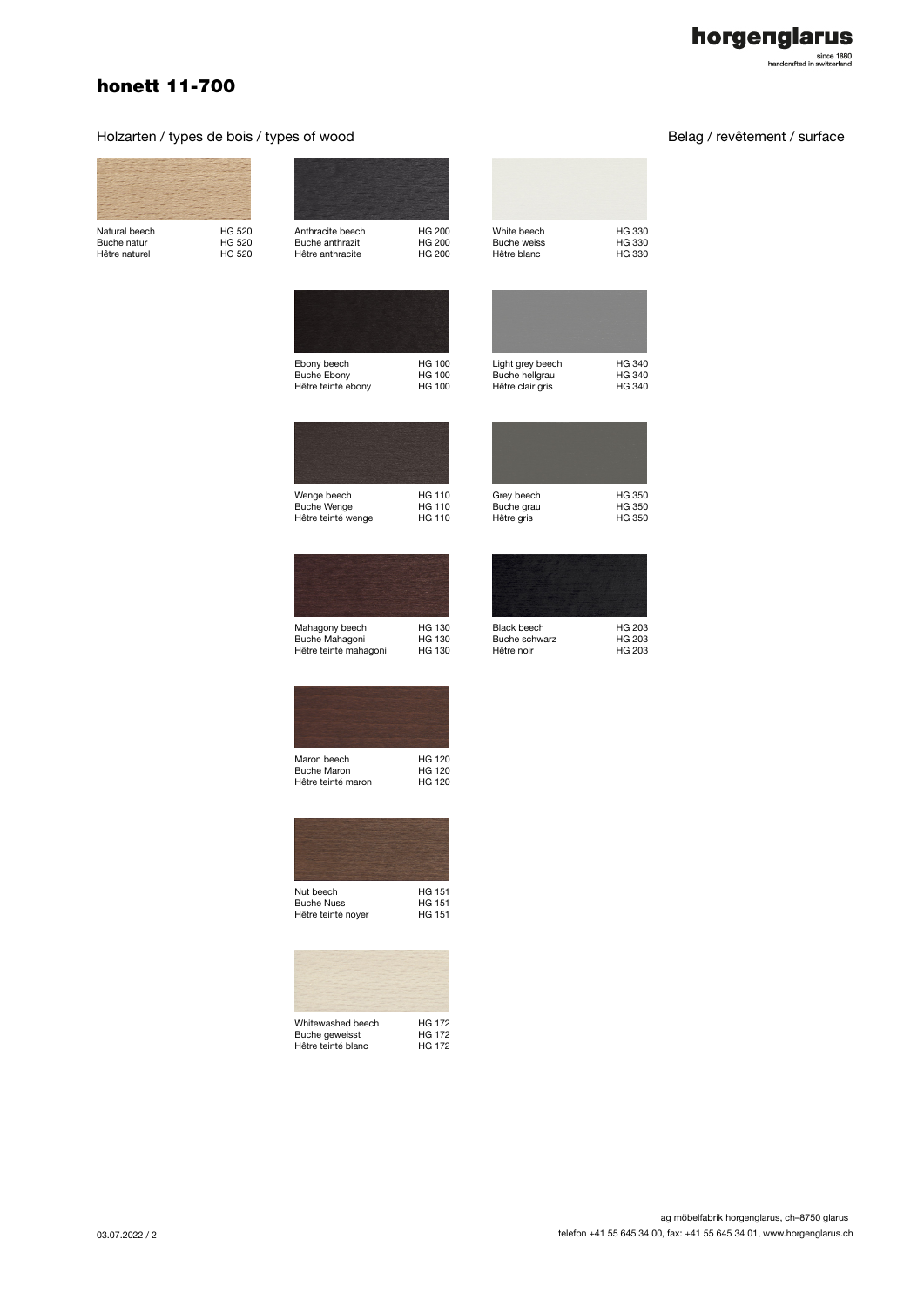## honett 11-700

### Holzarten / types de bois / types of wood

Natural beech HG 520
Buche natur HG 520
Hêtre naturel HG 520

Anthracite beech HG 200
Buche anthrazit HG 200
Hêtre anthracite HG 200

Ebony beech HG 100
Buche Ebony HG 100
Hêtre teinté ebony HG 100

Wenge beech HG 110
Buche Wenge HG 110
Hêtre teinté wenge HG 110

Mahagony beech HG 130
Buche Mahagoni HG 130
Hêtre teinté mahagoni HG 130

Maron beech HG 120
Buche Maron HG 120
Hêtre teinté maron HG 120

Nut beech HG 151
Buche Nuss HG 151
Hêtre teinté noyer HG 151

Whitewashed beech HG 172
Buche geweisst HG 172
Hêtre teinté blanc HG 172

White beech HG 330
Buche weiss HG 330
Hêtre blanc HG 330

Light grey beech HG 340
Buche hellgrau HG 340
Hêtre clair gris HG 340

Grey beech HG 350
Buche grau HG 350
Hêtre gris HG 350

Black beech HG 203
Buche schwarz HG 203
Hêtre noir HG 203

### Belag / revêtement / surface

03.07.2022 / 2

ag möbelfabrik horgenglarus, ch–8750 glarus
telefon +41 55 645 34 00, fax: +41 55 645 34 01, www.horgenglarus.ch